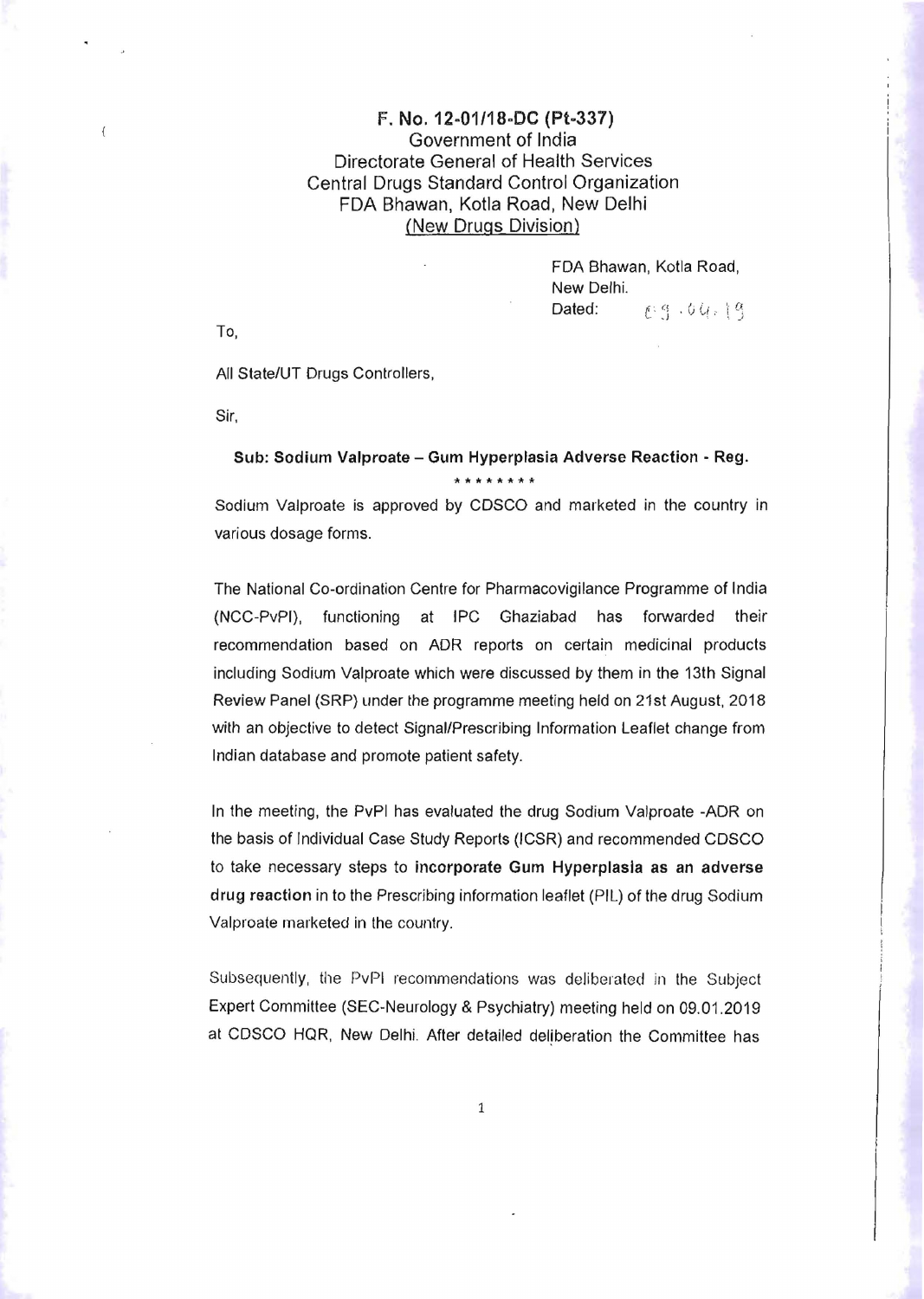**F. No. 12-01/18-DC (Pt-337)**
Government of India
Directorate General of Health Services
Central Drugs Standard Control Organization
FDA Bhawan, Kotla Road, New Delhi
<u>(New Drugs Division)</u>

FDA Bhawan, Kotla Road,
New Delhi.
Dated: 09.04.19

To,

All State/UT Drugs Controllers,

Sir,

**Sub: Sodium Valproate – Gum Hyperplasia Adverse Reaction - Reg.**

\*\*\*\*\*\*\*\*

Sodium Valproate is approved by CDSCO and marketed in the country in various dosage forms.

The National Co-ordination Centre for Pharmacovigilance Programme of India (NCC-PvPI), functioning at IPC Ghaziabad has forwarded their recommendation based on ADR reports on certain medicinal products including Sodium Valproate which were discussed by them in the 13th Signal Review Panel (SRP) under the programme meeting held on 21st August, 2018 with an objective to detect Signal/Prescribing Information Leaflet change from Indian database and promote patient safety.

In the meeting, the PvPI has evaluated the drug Sodium Valproate -ADR on the basis of Individual Case Study Reports (ICSR) and recommended CDSCO to take necessary steps to **incorporate Gum Hyperplasia as an adverse drug reaction** in to the Prescribing information leaflet (PIL) of the drug Sodium Valproate marketed in the country.

Subsequently, the PvPI recommendations was deliberated in the Subject Expert Committee (SEC-Neurology & Psychiatry) meeting held on 09.01.2019 at CDSCO HQR, New Delhi. After detailed deliberation the Committee has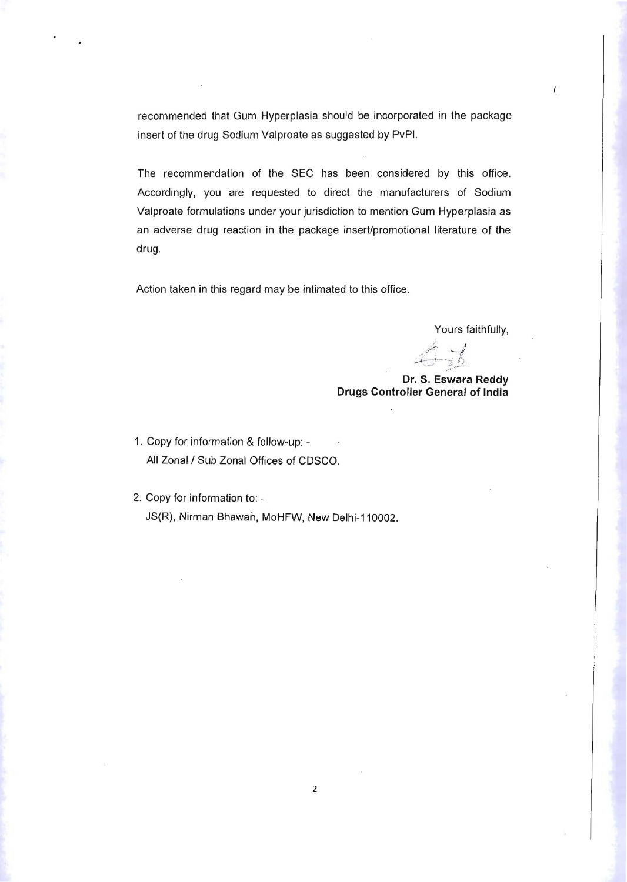recommended that Gum Hyperplasia should be incorporated in the package insert of the drug Sodium Valproate as suggested by PvPI.

The recommendation of the SEC has been considered by this office. Accordingly, you are requested to direct the manufacturers of Sodium Valproate formulations under your jurisdiction to mention Gum Hyperplasia as an adverse drug reaction in the package insert/promotional literature of the drug.

Action taken in this regard may be intimated to this office.

Yours faithfully,

**Dr. S. Eswara Reddy**
**Drugs Controller General of India**

1. Copy for information & follow-up: -
   All Zonal / Sub Zonal Offices of CDSCO.

2. Copy for information to: -
   JS(R), Nirman Bhawan, MoHFW, New Delhi-110002.